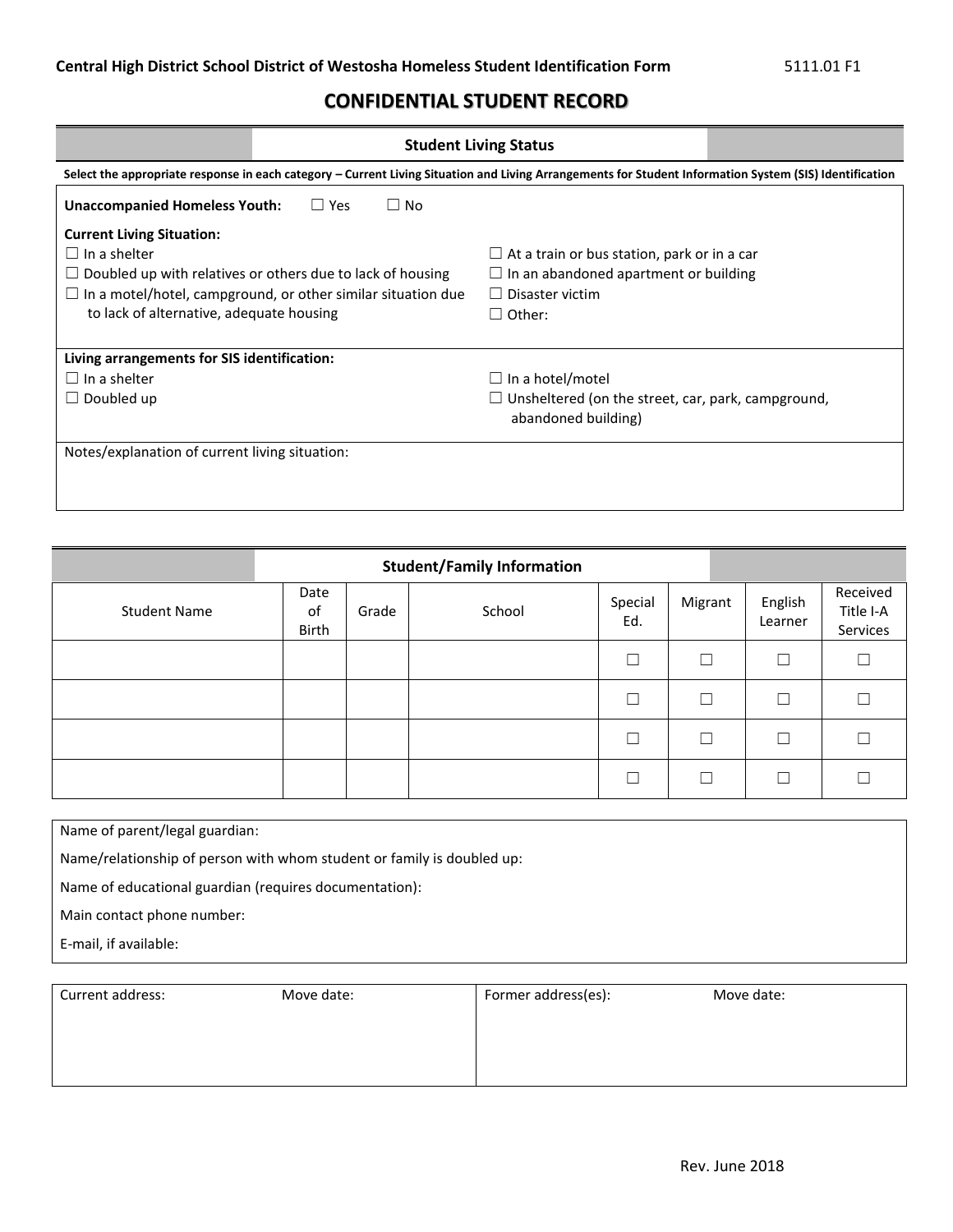**Central High District School District of Westosha Homeless Student Identification Form** 5111.01 F1

# CONFIDENTIAL STUDENT RECORD

## Student Living Status

**Select the appropriate response in each category – Current Living Situation and Living Arrangements for Student Information System (SIS) Identification**

**Unaccompanied Homeless Youth:** ☐ Yes ☐ No

**Current Living Situation:**

☐ In a shelter
☐ Doubled up with relatives or others due to lack of housing
☐ In a motel/hotel, campground, or other similar situation due to lack of alternative, adequate housing
☐ At a train or bus station, park or in a car
☐ In an abandoned apartment or building
☐ Disaster victim
☐ Other:

**Living arrangements for SIS identification:**

☐ In a shelter
☐ Doubled up
☐ In a hotel/motel
☐ Unsheltered (on the street, car, park, campground, abandoned building)

Notes/explanation of current living situation:

## Student/Family Information

| Student Name | Date of Birth | Grade | School | Special Ed. | Migrant | English Learner | Received Title I-A Services |
|---|---|---|---|---|---|---|---|
| | | | | ☐ | ☐ | ☐ | ☐ |
| | | | | ☐ | ☐ | ☐ | ☐ |
| | | | | ☐ | ☐ | ☐ | ☐ |
| | | | | ☐ | ☐ | ☐ | ☐ |

Name of parent/legal guardian:

Name/relationship of person with whom student or family is doubled up:

Name of educational guardian (requires documentation):

Main contact phone number:

E-mail, if available:

| Current address: Move date: | Former address(es): Move date: |
|---|---|
| | |

Rev. June 2018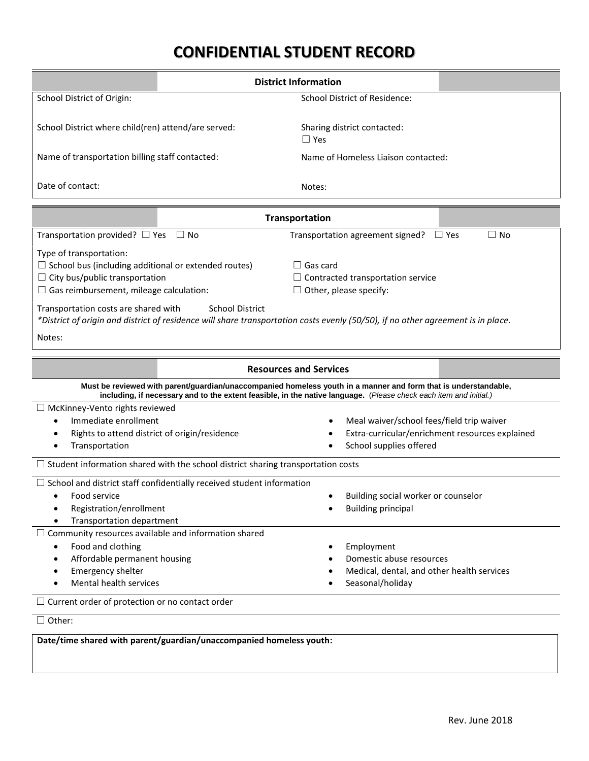# CONFIDENTIAL STUDENT RECORD

## District Information

| | |
|---|---|
| School District of Origin: | School District of Residence: |
| School District where child(ren) attend/are served: | Sharing district contacted: ☐ Yes |
| Name of transportation billing staff contacted: | Name of Homeless Liaison contacted: |
| Date of contact: | Notes: |

## Transportation

Transportation provided? ☐ Yes ☐ No

Transportation agreement signed? ☐ Yes ☐ No

Type of transportation:

- ☐ School bus (including additional or extended routes)
- ☐ City bus/public transportation
- ☐ Gas reimbursement, mileage calculation:
- ☐ Gas card
- ☐ Contracted transportation service
- ☐ Other, please specify:

Transportation costs are shared with School District

*\*District of origin and district of residence will share transportation costs evenly (50/50), if no other agreement is in place.*

Notes:

## Resources and Services

**Must be reviewed with parent/guardian/unaccompanied homeless youth in a manner and form that is understandable, including, if necessary and to the extent feasible, in the native language.** (*Please check each item and initial.)*

☐ McKinney-Vento rights reviewed

- Immediate enrollment
- Rights to attend district of origin/residence
- Transportation
- Meal waiver/school fees/field trip waiver
- Extra-curricular/enrichment resources explained
- School supplies offered

☐ Student information shared with the school district sharing transportation costs

☐ School and district staff confidentially received student information

- Food service
- Registration/enrollment
- Transportation department
- Building social worker or counselor
- Building principal

☐ Community resources available and information shared

- Food and clothing
- Affordable permanent housing
- Emergency shelter
- Mental health services
- Employment
- Domestic abuse resources
- Medical, dental, and other health services
- Seasonal/holiday

☐ Current order of protection or no contact order

☐ Other:

**Date/time shared with parent/guardian/unaccompanied homeless youth:**

Rev. June 2018